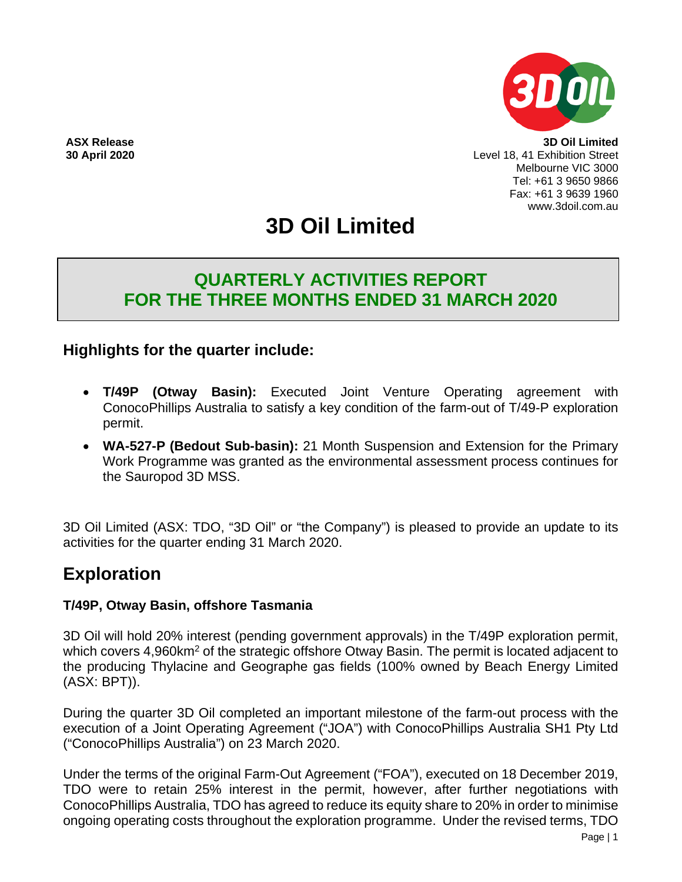**ASX Release**
**30 April 2020**

**3D Oil Limited**
Level 18, 41 Exhibition Street
Melbourne VIC 3000
Tel: +61 3 9650 9866
Fax: +61 3 9639 1960
www.3doil.com.au

# 3D Oil Limited

## QUARTERLY ACTIVITIES REPORT FOR THE THREE MONTHS ENDED 31 MARCH 2020

### Highlights for the quarter include:

- **T/49P (Otway Basin):** Executed Joint Venture Operating agreement with ConocoPhillips Australia to satisfy a key condition of the farm-out of T/49-P exploration permit.
- **WA-527-P (Bedout Sub-basin):** 21 Month Suspension and Extension for the Primary Work Programme was granted as the environmental assessment process continues for the Sauropod 3D MSS.

3D Oil Limited (ASX: TDO, "3D Oil" or "the Company") is pleased to provide an update to its activities for the quarter ending 31 March 2020.

## Exploration

### T/49P, Otway Basin, offshore Tasmania

3D Oil will hold 20% interest (pending government approvals) in the T/49P exploration permit, which covers 4,960km$^2$ of the strategic offshore Otway Basin. The permit is located adjacent to the producing Thylacine and Geographe gas fields (100% owned by Beach Energy Limited (ASX: BPT)).

During the quarter 3D Oil completed an important milestone of the farm-out process with the execution of a Joint Operating Agreement ("JOA") with ConocoPhillips Australia SH1 Pty Ltd ("ConocoPhillips Australia") on 23 March 2020.

Under the terms of the original Farm-Out Agreement ("FOA"), executed on 18 December 2019, TDO were to retain 25% interest in the permit, however, after further negotiations with ConocoPhillips Australia, TDO has agreed to reduce its equity share to 20% in order to minimise ongoing operating costs throughout the exploration programme. Under the revised terms, TDO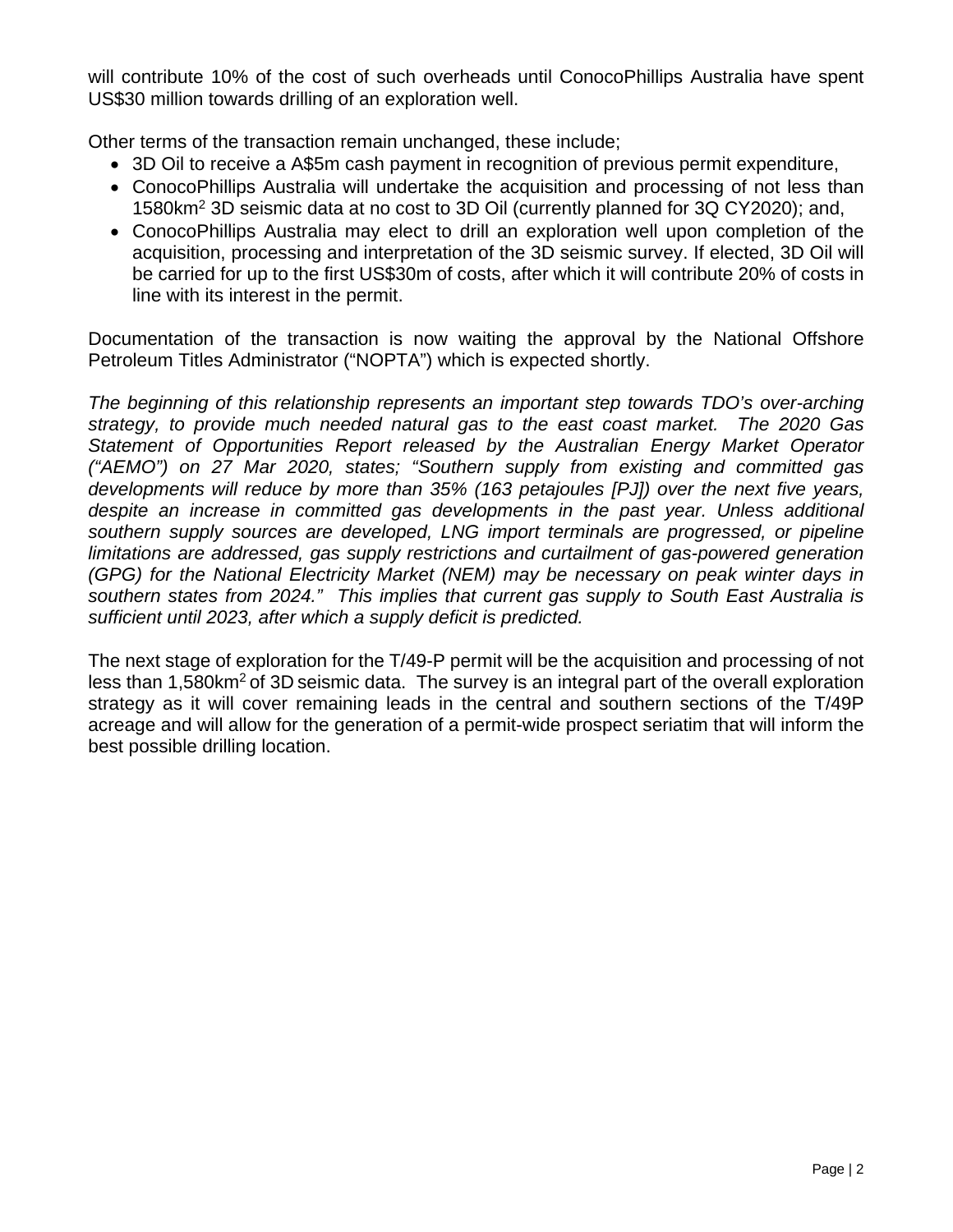will contribute 10% of the cost of such overheads until ConocoPhillips Australia have spent US$30 million towards drilling of an exploration well.

Other terms of the transaction remain unchanged, these include;

- 3D Oil to receive a A$5m cash payment in recognition of previous permit expenditure,
- ConocoPhillips Australia will undertake the acquisition and processing of not less than 1580km$^2$ 3D seismic data at no cost to 3D Oil (currently planned for 3Q CY2020); and,
- ConocoPhillips Australia may elect to drill an exploration well upon completion of the acquisition, processing and interpretation of the 3D seismic survey. If elected, 3D Oil will be carried for up to the first US$30m of costs, after which it will contribute 20% of costs in line with its interest in the permit.

Documentation of the transaction is now waiting the approval by the National Offshore Petroleum Titles Administrator ("NOPTA") which is expected shortly.

*The beginning of this relationship represents an important step towards TDO's over-arching strategy, to provide much needed natural gas to the east coast market. The 2020 Gas Statement of Opportunities Report released by the Australian Energy Market Operator ("AEMO") on 27 Mar 2020, states; "Southern supply from existing and committed gas developments will reduce by more than 35% (163 petajoules [PJ]) over the next five years, despite an increase in committed gas developments in the past year. Unless additional southern supply sources are developed, LNG import terminals are progressed, or pipeline limitations are addressed, gas supply restrictions and curtailment of gas-powered generation (GPG) for the National Electricity Market (NEM) may be necessary on peak winter days in southern states from 2024." This implies that current gas supply to South East Australia is sufficient until 2023, after which a supply deficit is predicted.*

The next stage of exploration for the T/49-P permit will be the acquisition and processing of not less than 1,580km$^2$ of 3D seismic data. The survey is an integral part of the overall exploration strategy as it will cover remaining leads in the central and southern sections of the T/49P acreage and will allow for the generation of a permit-wide prospect seriatim that will inform the best possible drilling location.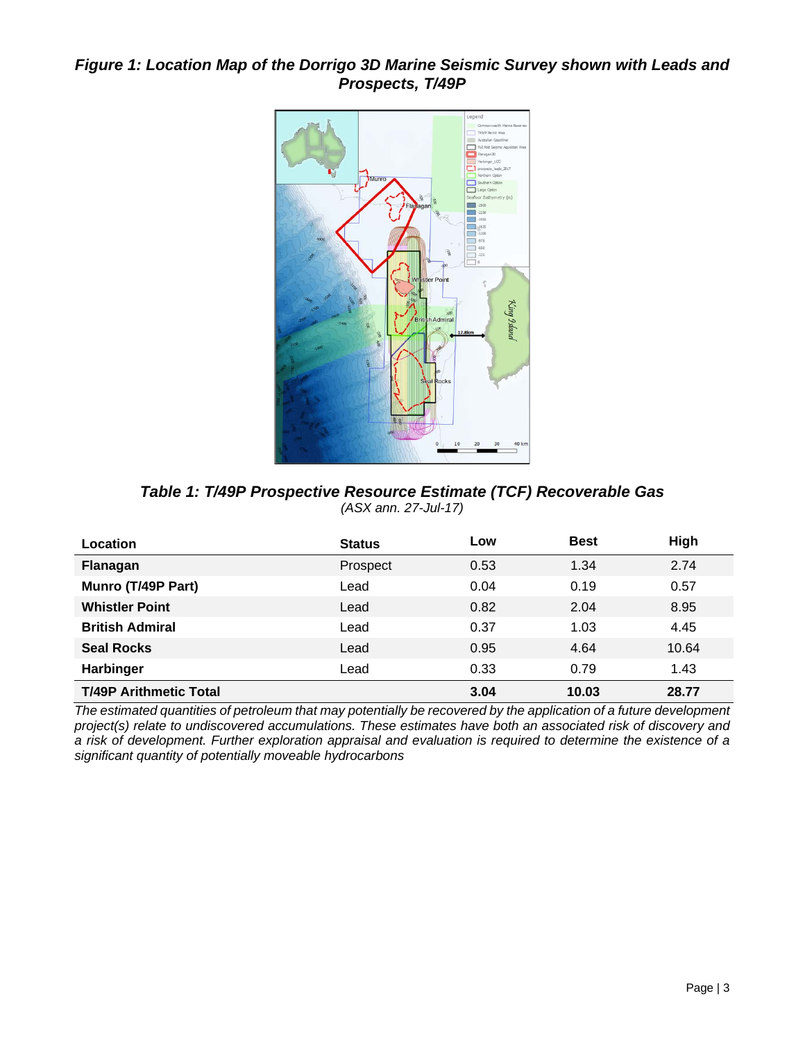***Figure 1: Location Map of the Dorrigo 3D Marine Seismic Survey shown with Leads and Prospects, T/49P***

***Table 1: T/49P Prospective Resource Estimate (TCF) Recoverable Gas***

*(ASX ann. 27-Jul-17)*

| Location | Status | Low | Best | High |
|---|---|---|---|---|
| **Flanagan** | Prospect | 0.53 | 1.34 | 2.74 |
| **Munro (T/49P Part)** | Lead | 0.04 | 0.19 | 0.57 |
| **Whistler Point** | Lead | 0.82 | 2.04 | 8.95 |
| **British Admiral** | Lead | 0.37 | 1.03 | 4.45 |
| **Seal Rocks** | Lead | 0.95 | 4.64 | 10.64 |
| **Harbinger** | Lead | 0.33 | 0.79 | 1.43 |
| **T/49P Arithmetic Total** | | **3.04** | **10.03** | **28.77** |

*The estimated quantities of petroleum that may potentially be recovered by the application of a future development project(s) relate to undiscovered accumulations. These estimates have both an associated risk of discovery and a risk of development. Further exploration appraisal and evaluation is required to determine the existence of a significant quantity of potentially moveable hydrocarbons*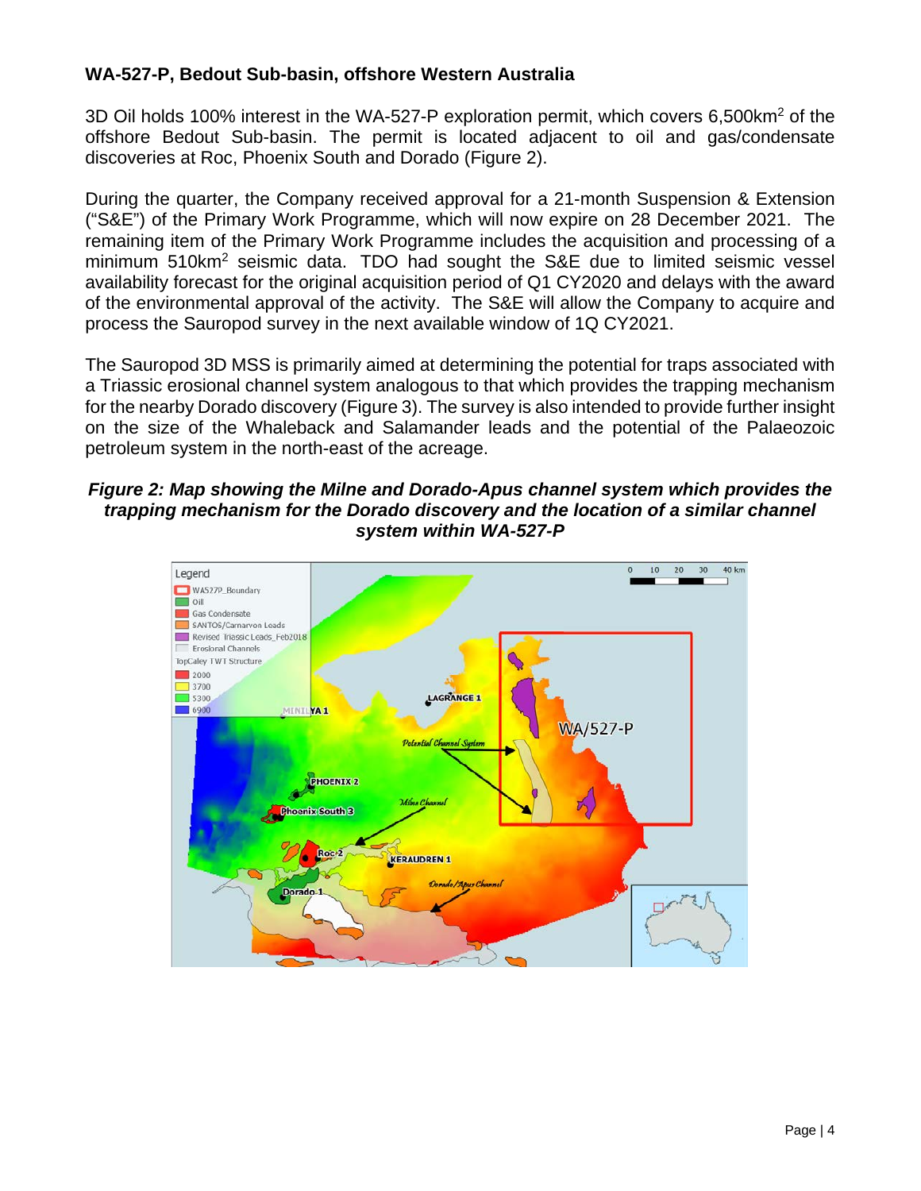## WA-527-P, Bedout Sub-basin, offshore Western Australia

3D Oil holds 100% interest in the WA-527-P exploration permit, which covers 6,500km$^2$ of the offshore Bedout Sub-basin. The permit is located adjacent to oil and gas/condensate discoveries at Roc, Phoenix South and Dorado (Figure 2).

During the quarter, the Company received approval for a 21-month Suspension & Extension ("S&E") of the Primary Work Programme, which will now expire on 28 December 2021. The remaining item of the Primary Work Programme includes the acquisition and processing of a minimum 510km$^2$ seismic data. TDO had sought the S&E due to limited seismic vessel availability forecast for the original acquisition period of Q1 CY2020 and delays with the award of the environmental approval of the activity. The S&E will allow the Company to acquire and process the Sauropod survey in the next available window of 1Q CY2021.

The Sauropod 3D MSS is primarily aimed at determining the potential for traps associated with a Triassic erosional channel system analogous to that which provides the trapping mechanism for the nearby Dorado discovery (Figure 3). The survey is also intended to provide further insight on the size of the Whaleback and Salamander leads and the potential of the Palaeozoic petroleum system in the north-east of the acreage.

***Figure 2: Map showing the Milne and Dorado-Apus channel system which provides the trapping mechanism for the Dorado discovery and the location of a similar channel system within WA-527-P***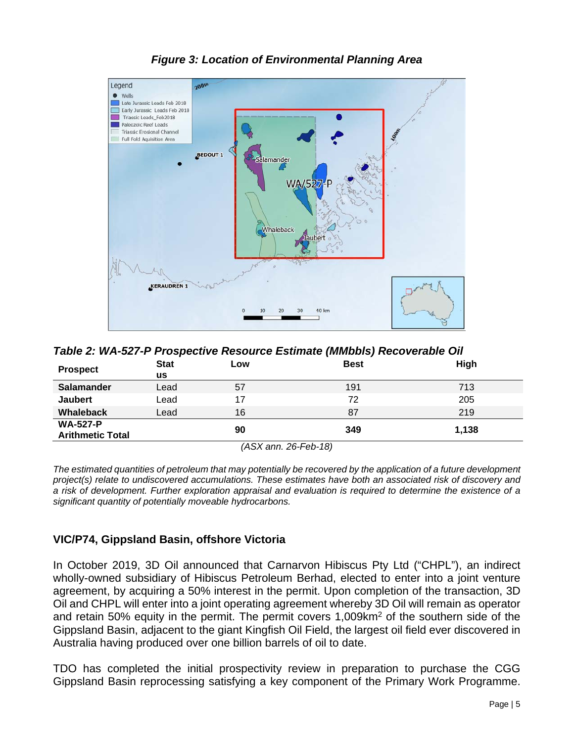***Figure 3: Location of Environmental Planning Area***

***Table 2: WA-527-P Prospective Resource Estimate (MMbbls) Recoverable Oil***

| Prospect | Status | Low | Best | High |
|---|---|---|---|---|
| **Salamander** | Lead | 57 | 191 | 713 |
| **Jaubert** | Lead | 17 | 72 | 205 |
| **Whaleback** | Lead | 16 | 87 | 219 |
| **WA-527-P Arithmetic Total** | | **90** | **349** | **1,138** |

*(ASX ann. 26-Feb-18)*

*The estimated quantities of petroleum that may potentially be recovered by the application of a future development project(s) relate to undiscovered accumulations. These estimates have both an associated risk of discovery and a risk of development. Further exploration appraisal and evaluation is required to determine the existence of a significant quantity of potentially moveable hydrocarbons.*

## VIC/P74, Gippsland Basin, offshore Victoria

In October 2019, 3D Oil announced that Carnarvon Hibiscus Pty Ltd ("CHPL"), an indirect wholly-owned subsidiary of Hibiscus Petroleum Berhad, elected to enter into a joint venture agreement, by acquiring a 50% interest in the permit. Upon completion of the transaction, 3D Oil and CHPL will enter into a joint operating agreement whereby 3D Oil will remain as operator and retain 50% equity in the permit. The permit covers 1,009km$^2$ of the southern side of the Gippsland Basin, adjacent to the giant Kingfish Oil Field, the largest oil field ever discovered in Australia having produced over one billion barrels of oil to date.

TDO has completed the initial prospectivity review in preparation to purchase the CGG Gippsland Basin reprocessing satisfying a key component of the Primary Work Programme.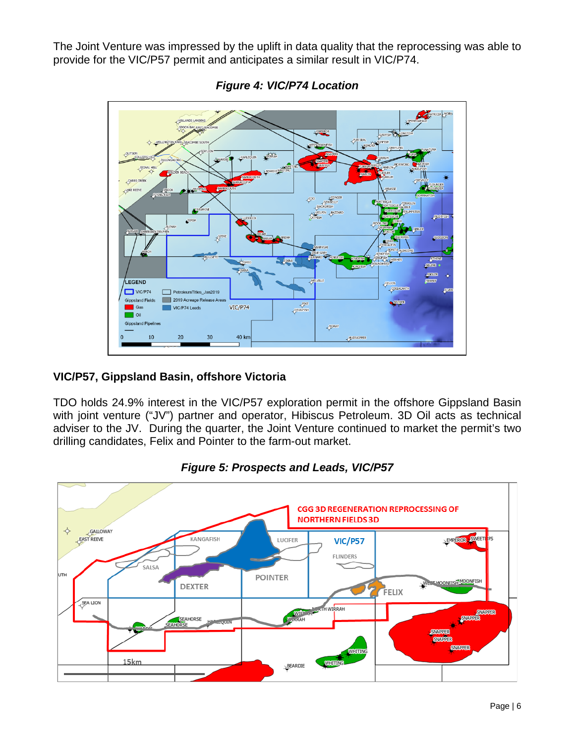The Joint Venture was impressed by the uplift in data quality that the reprocessing was able to provide for the VIC/P57 permit and anticipates a similar result in VIC/P74.

***Figure 4: VIC/P74 Location***

## VIC/P57, Gippsland Basin, offshore Victoria

TDO holds 24.9% interest in the VIC/P57 exploration permit in the offshore Gippsland Basin with joint venture ("JV") partner and operator, Hibiscus Petroleum. 3D Oil acts as technical adviser to the JV. During the quarter, the Joint Venture continued to market the permit's two drilling candidates, Felix and Pointer to the farm-out market.

***Figure 5: Prospects and Leads, VIC/P57***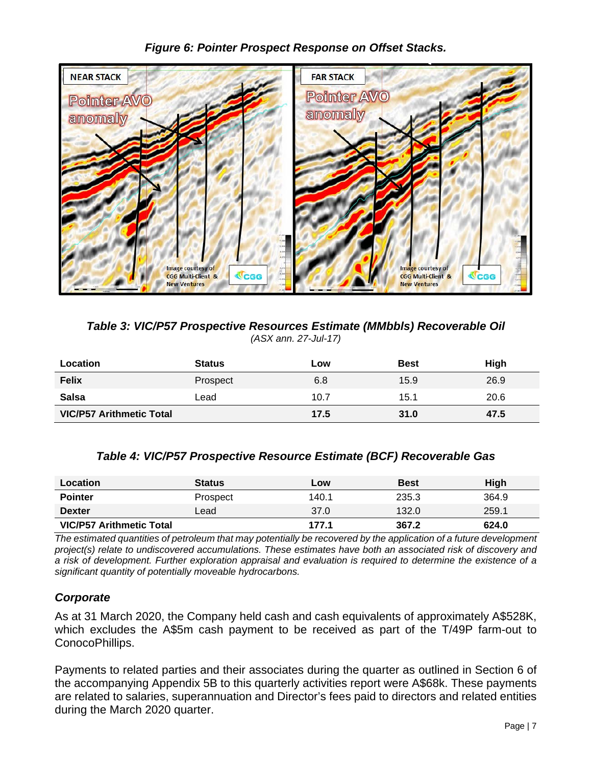*Figure 6: Pointer Prospect Response on Offset Stacks.*

*Table 3: VIC/P57 Prospective Resources Estimate (MMbbls) Recoverable Oil*
*(ASX ann. 27-Jul-17)*

| Location | Status | Low | Best | High |
|---|---|---|---|---|
| **Felix** | Prospect | 6.8 | 15.9 | 26.9 |
| **Salsa** | Lead | 10.7 | 15.1 | 20.6 |
| **VIC/P57 Arithmetic Total** | | **17.5** | **31.0** | **47.5** |

*Table 4: VIC/P57 Prospective Resource Estimate (BCF) Recoverable Gas*

| Location | Status | Low | Best | High |
|---|---|---|---|---|
| **Pointer** | Prospect | 140.1 | 235.3 | 364.9 |
| **Dexter** | Lead | 37.0 | 132.0 | 259.1 |
| **VIC/P57 Arithmetic Total** | | **177.1** | **367.2** | **624.0** |

*The estimated quantities of petroleum that may potentially be recovered by the application of a future development project(s) relate to undiscovered accumulations. These estimates have both an associated risk of discovery and a risk of development. Further exploration appraisal and evaluation is required to determine the existence of a significant quantity of potentially moveable hydrocarbons.*

## *Corporate*

As at 31 March 2020, the Company held cash and cash equivalents of approximately A$528K, which excludes the A$5m cash payment to be received as part of the T/49P farm-out to ConocoPhillips.

Payments to related parties and their associates during the quarter as outlined in Section 6 of the accompanying Appendix 5B to this quarterly activities report were A$68k. These payments are related to salaries, superannuation and Director's fees paid to directors and related entities during the March 2020 quarter.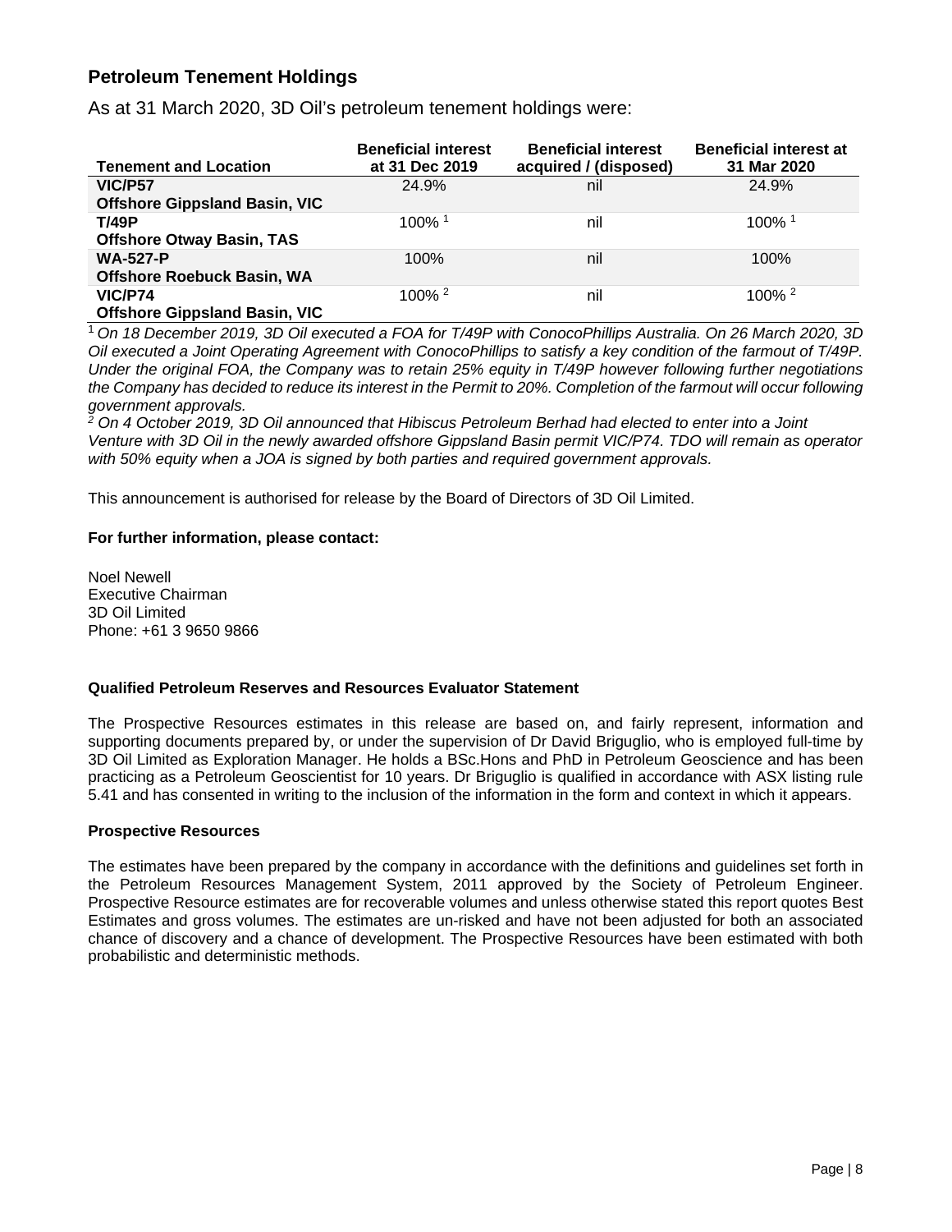## Petroleum Tenement Holdings

As at 31 March 2020, 3D Oil's petroleum tenement holdings were:

| Tenement and Location | Beneficial interest at 31 Dec 2019 | Beneficial interest acquired / (disposed) | Beneficial interest at 31 Mar 2020 |
|---|---|---|---|
| **VIC/P57**<br>**Offshore Gippsland Basin, VIC** | 24.9% | nil | 24.9% |
| **T/49P**<br>**Offshore Otway Basin, TAS** | 100% [1] | nil | 100% [1] |
| **WA-527-P**<br>**Offshore Roebuck Basin, WA** | 100% | nil | 100% |
| **VIC/P74**<br>**Offshore Gippsland Basin, VIC** | 100% [2] | nil | 100% [2] |

[1] *On 18 December 2019, 3D Oil executed a FOA for T/49P with ConocoPhillips Australia. On 26 March 2020, 3D Oil executed a Joint Operating Agreement with ConocoPhillips to satisfy a key condition of the farmout of T/49P. Under the original FOA, the Company was to retain 25% equity in T/49P however following further negotiations the Company has decided to reduce its interest in the Permit to 20%. Completion of the farmout will occur following government approvals.*

[2] *On 4 October 2019, 3D Oil announced that Hibiscus Petroleum Berhad had elected to enter into a Joint Venture with 3D Oil in the newly awarded offshore Gippsland Basin permit VIC/P74. TDO will remain as operator with 50% equity when a JOA is signed by both parties and required government approvals.*

This announcement is authorised for release by the Board of Directors of 3D Oil Limited.

**For further information, please contact:**

Noel Newell
Executive Chairman
3D Oil Limited
Phone: +61 3 9650 9866

**Qualified Petroleum Reserves and Resources Evaluator Statement**

The Prospective Resources estimates in this release are based on, and fairly represent, information and supporting documents prepared by, or under the supervision of Dr David Briguglio, who is employed full-time by 3D Oil Limited as Exploration Manager. He holds a BSc.Hons and PhD in Petroleum Geoscience and has been practicing as a Petroleum Geoscientist for 10 years. Dr Briguglio is qualified in accordance with ASX listing rule 5.41 and has consented in writing to the inclusion of the information in the form and context in which it appears.

**Prospective Resources**

The estimates have been prepared by the company in accordance with the definitions and guidelines set forth in the Petroleum Resources Management System, 2011 approved by the Society of Petroleum Engineer. Prospective Resource estimates are for recoverable volumes and unless otherwise stated this report quotes Best Estimates and gross volumes. The estimates are un-risked and have not been adjusted for both an associated chance of discovery and a chance of development. The Prospective Resources have been estimated with both probabilistic and deterministic methods.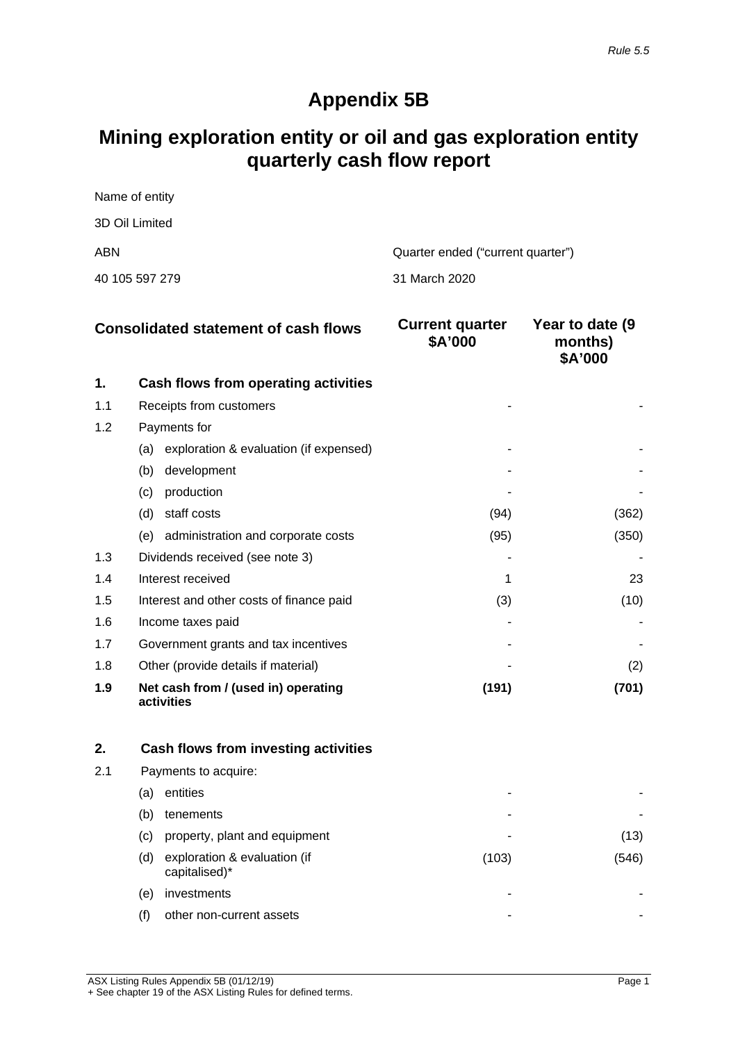*Rule 5.5*

# Appendix 5B

# Mining exploration entity or oil and gas exploration entity quarterly cash flow report

| Name of entity | |
|---|---|
| 3D Oil Limited | |
| ABN | Quarter ended ("current quarter") |
| 40 105 597 279 | 31 March 2020 |

| | Consolidated statement of cash flows | Current quarter $A'000 | Year to date (9 months) $A'000 |
|---|---|---|---|
| **1.** | **Cash flows from operating activities** | | |
| 1.1 | Receipts from customers | - | - |
| 1.2 | Payments for | | |
| | (a) exploration & evaluation (if expensed) | - | - |
| | (b) development | - | - |
| | (c) production | - | - |
| | (d) staff costs | (94) | (362) |
| | (e) administration and corporate costs | (95) | (350) |
| 1.3 | Dividends received (see note 3) | - | - |
| 1.4 | Interest received | 1 | 23 |
| 1.5 | Interest and other costs of finance paid | (3) | (10) |
| 1.6 | Income taxes paid | - | - |
| 1.7 | Government grants and tax incentives | - | - |
| 1.8 | Other (provide details if material) | - | (2) |
| **1.9** | **Net cash from / (used in) operating activities** | **(191)** | **(701)** |
| | | | |
| **2.** | **Cash flows from investing activities** | | |
| 2.1 | Payments to acquire: | | |
| | (a) entities | - | - |
| | (b) tenements | - | - |
| | (c) property, plant and equipment | - | (13) |
| | (d) exploration & evaluation (if capitalised)* | (103) | (546) |
| | (e) investments | - | - |
| | (f) other non-current assets | - | - |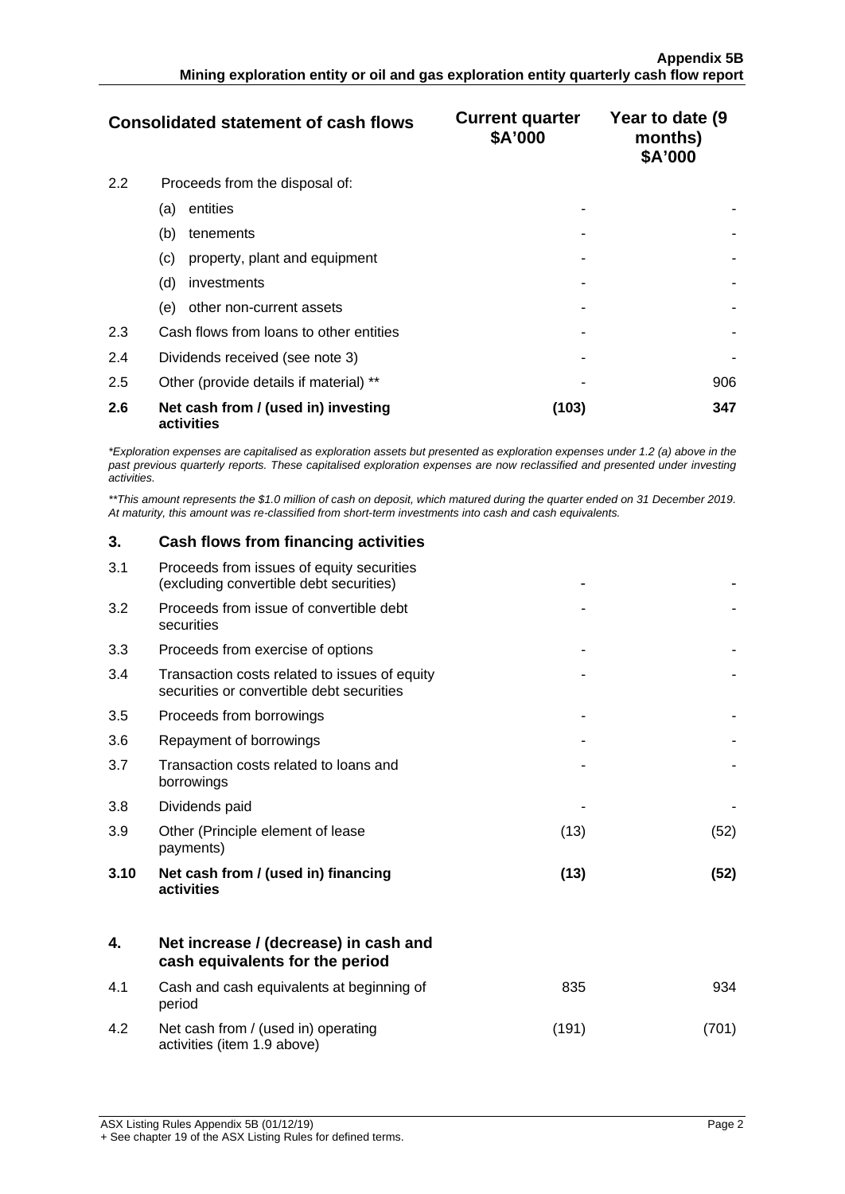| Consolidated statement of cash flows | | Current quarter $A'000 | Year to date (9 months) $A'000 |
|---|---|---|---|
| 2.2 | Proceeds from the disposal of: | | |
| | (a) entities | - | - |
| | (b) tenements | - | - |
| | (c) property, plant and equipment | - | - |
| | (d) investments | - | - |
| | (e) other non-current assets | - | - |
| 2.3 | Cash flows from loans to other entities | - | - |
| 2.4 | Dividends received (see note 3) | - | - |
| 2.5 | Other (provide details if material) ** | - | 906 |
| **2.6** | **Net cash from / (used in) investing activities** | **(103)** | **347** |

*\*Exploration expenses are capitalised as exploration assets but presented as exploration expenses under 1.2 (a) above in the past previous quarterly reports. These capitalised exploration expenses are now reclassified and presented under investing activities.*

*\*\*This amount represents the $1.0 million of cash on deposit, which matured during the quarter ended on 31 December 2019. At maturity, this amount was re-classified from short-term investments into cash and cash equivalents.*

| | | Current quarter $A'000 | Year to date (9 months) $A'000 |
|---|---|---|---|
| **3.** | **Cash flows from financing activities** | | |
| 3.1 | Proceeds from issues of equity securities (excluding convertible debt securities) | - | - |
| 3.2 | Proceeds from issue of convertible debt securities | - | - |
| 3.3 | Proceeds from exercise of options | - | - |
| 3.4 | Transaction costs related to issues of equity securities or convertible debt securities | - | - |
| 3.5 | Proceeds from borrowings | - | - |
| 3.6 | Repayment of borrowings | - | - |
| 3.7 | Transaction costs related to loans and borrowings | - | - |
| 3.8 | Dividends paid | - | - |
| 3.9 | Other (Principle element of lease payments) | (13) | (52) |
| **3.10** | **Net cash from / (used in) financing activities** | **(13)** | **(52)** |
| | | | |
| **4.** | **Net increase / (decrease) in cash and cash equivalents for the period** | | |
| 4.1 | Cash and cash equivalents at beginning of period | 835 | 934 |
| 4.2 | Net cash from / (used in) operating activities (item 1.9 above) | (191) | (701) |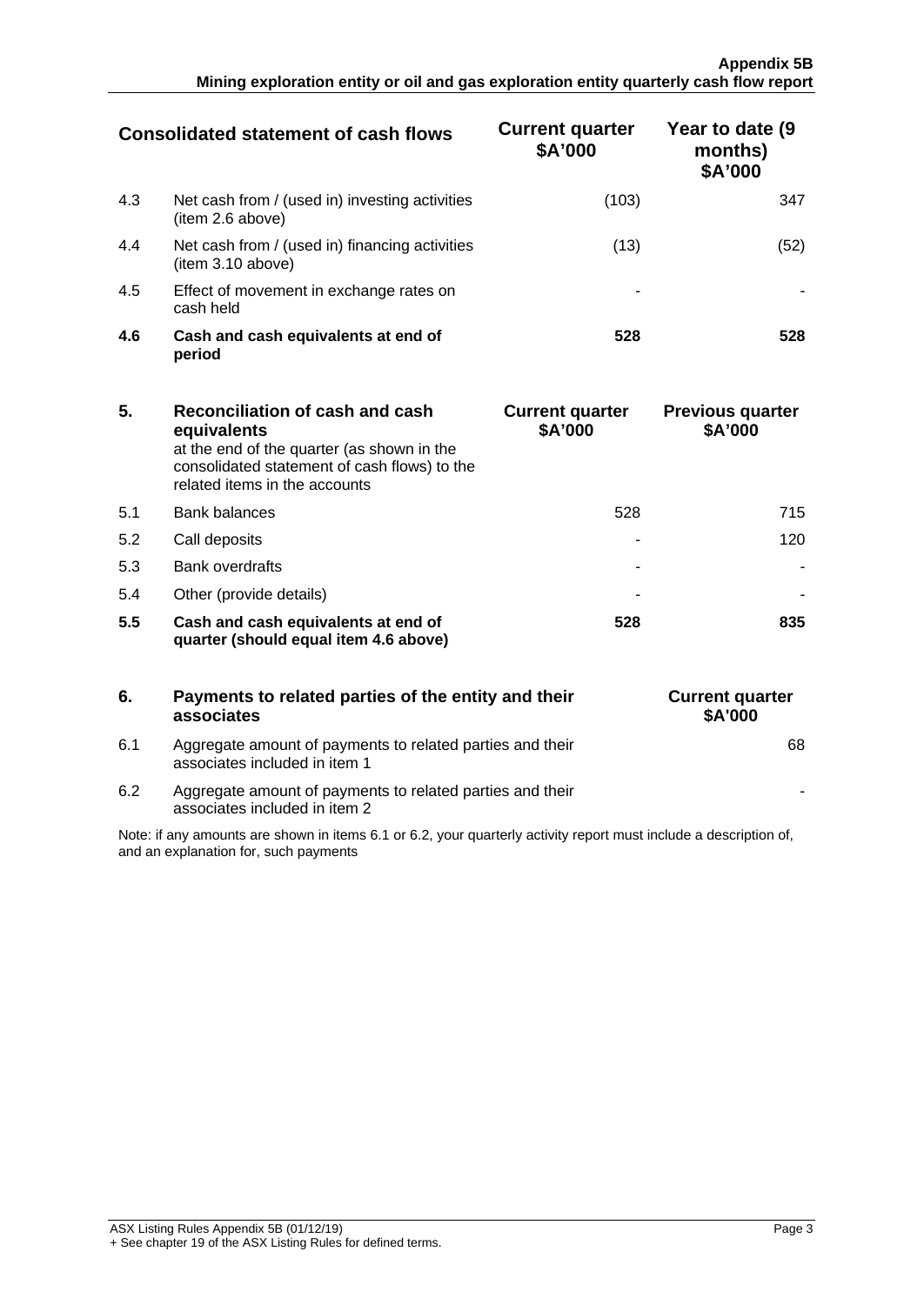| | Consolidated statement of cash flows | Current quarter $A'000 | Year to date (9 months) $A'000 |
|---|---|---|---|
| 4.3 | Net cash from / (used in) investing activities (item 2.6 above) | (103) | 347 |
| 4.4 | Net cash from / (used in) financing activities (item 3.10 above) | (13) | (52) |
| 4.5 | Effect of movement in exchange rates on cash held | - | - |
| **4.6** | **Cash and cash equivalents at end of period** | **528** | **528** |

| **5.** | **Reconciliation of cash and cash equivalents** at the end of the quarter (as shown in the consolidated statement of cash flows) to the related items in the accounts | **Current quarter $A'000** | **Previous quarter $A'000** |
|---|---|---|---|
| 5.1 | Bank balances | 528 | 715 |
| 5.2 | Call deposits | - | 120 |
| 5.3 | Bank overdrafts | - | - |
| 5.4 | Other (provide details) | - | - |
| **5.5** | **Cash and cash equivalents at end of quarter (should equal item 4.6 above)** | **528** | **835** |

| **6.** | **Payments to related parties of the entity and their associates** | **Current quarter $A'000** |
|---|---|---|
| 6.1 | Aggregate amount of payments to related parties and their associates included in item 1 | 68 |
| 6.2 | Aggregate amount of payments to related parties and their associates included in item 2 | - |

Note: if any amounts are shown in items 6.1 or 6.2, your quarterly activity report must include a description of, and an explanation for, such payments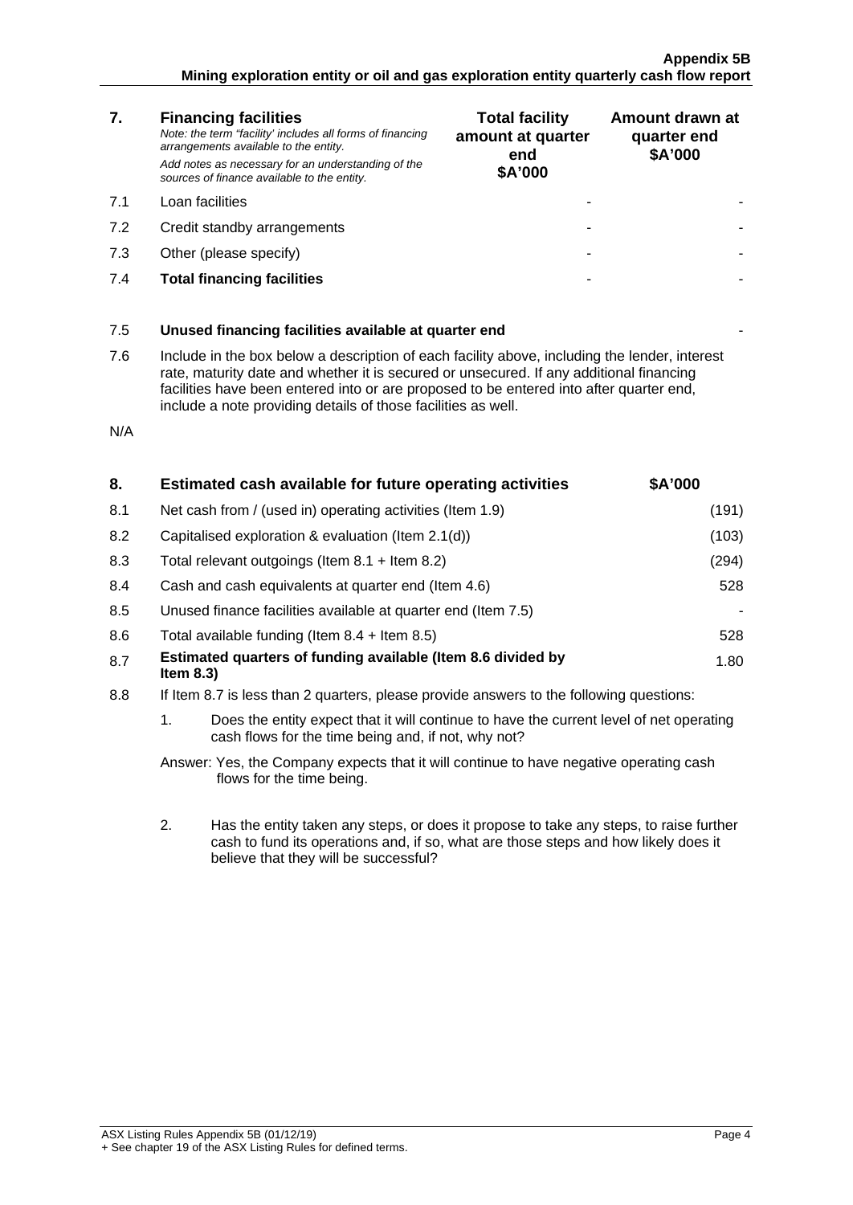| 7. | **Financing facilities** *Note: the term "facility' includes all forms of financing arrangements available to the entity.* *Add notes as necessary for an understanding of the sources of finance available to the entity.* | **Total facility amount at quarter end \$A'000** | **Amount drawn at quarter end \$A'000** |
|---|---|---|---|
| 7.1 | Loan facilities | - | - |
| 7.2 | Credit standby arrangements | - | - |
| 7.3 | Other (please specify) | - | - |
| 7.4 | **Total financing facilities** | - | - |

| | | |
|---|---|---|
| 7.5 | **Unused financing facilities available at quarter end** | - |

7.6 Include in the box below a description of each facility above, including the lender, interest rate, maturity date and whether it is secured or unsecured. If any additional financing facilities have been entered into or are proposed to be entered into after quarter end, include a note providing details of those facilities as well.

N/A

| 8. | **Estimated cash available for future operating activities** | **\$A'000** |
|---|---|---|
| 8.1 | Net cash from / (used in) operating activities (Item 1.9) | (191) |
| 8.2 | Capitalised exploration & evaluation (Item 2.1(d)) | (103) |
| 8.3 | Total relevant outgoings (Item 8.1 + Item 8.2) | (294) |
| 8.4 | Cash and cash equivalents at quarter end (Item 4.6) | 528 |
| 8.5 | Unused finance facilities available at quarter end (Item 7.5) | - |
| 8.6 | Total available funding (Item 8.4 + Item 8.5) | 528 |
| 8.7 | **Estimated quarters of funding available (Item 8.6 divided by Item 8.3)** | 1.80 |

8.8 If Item 8.7 is less than 2 quarters, please provide answers to the following questions:

1. Does the entity expect that it will continue to have the current level of net operating cash flows for the time being and, if not, why not?

Answer: Yes, the Company expects that it will continue to have negative operating cash flows for the time being.

2. Has the entity taken any steps, or does it propose to take any steps, to raise further cash to fund its operations and, if so, what are those steps and how likely does it believe that they will be successful?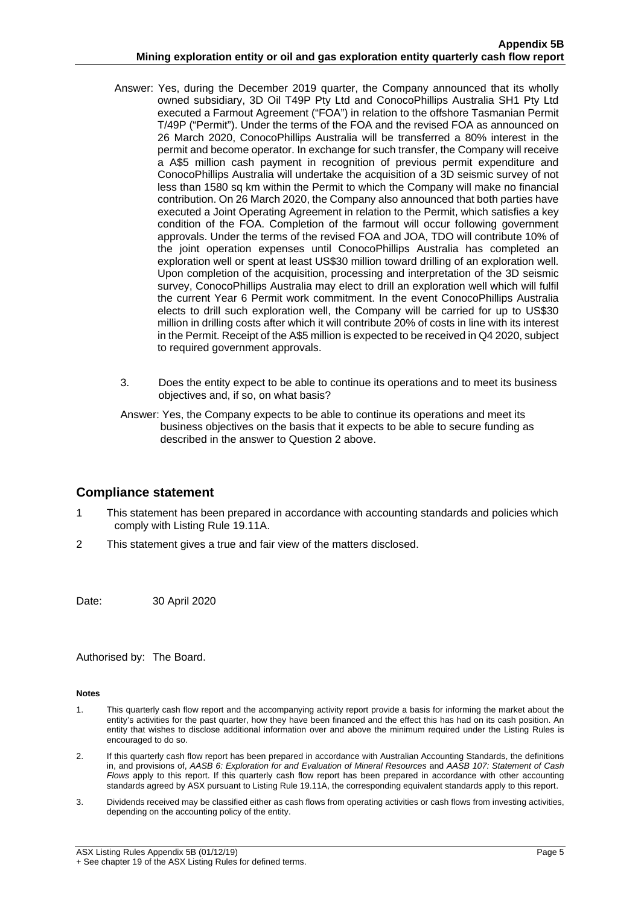Answer: Yes, during the December 2019 quarter, the Company announced that its wholly owned subsidiary, 3D Oil T49P Pty Ltd and ConocoPhillips Australia SH1 Pty Ltd executed a Farmout Agreement ("FOA") in relation to the offshore Tasmanian Permit T/49P ("Permit"). Under the terms of the FOA and the revised FOA as announced on 26 March 2020, ConocoPhillips Australia will be transferred a 80% interest in the permit and become operator. In exchange for such transfer, the Company will receive a A$5 million cash payment in recognition of previous permit expenditure and ConocoPhillips Australia will undertake the acquisition of a 3D seismic survey of not less than 1580 sq km within the Permit to which the Company will make no financial contribution. On 26 March 2020, the Company also announced that both parties have executed a Joint Operating Agreement in relation to the Permit, which satisfies a key condition of the FOA. Completion of the farmout will occur following government approvals. Under the terms of the revised FOA and JOA, TDO will contribute 10% of the joint operation expenses until ConocoPhillips Australia has completed an exploration well or spent at least US$30 million toward drilling of an exploration well. Upon completion of the acquisition, processing and interpretation of the 3D seismic survey, ConocoPhillips Australia may elect to drill an exploration well which will fulfil the current Year 6 Permit work commitment. In the event ConocoPhillips Australia elects to drill such exploration well, the Company will be carried for up to US$30 million in drilling costs after which it will contribute 20% of costs in line with its interest in the Permit. Receipt of the A$5 million is expected to be received in Q4 2020, subject to required government approvals.

3. Does the entity expect to be able to continue its operations and to meet its business objectives and, if so, on what basis?

Answer: Yes, the Company expects to be able to continue its operations and meet its business objectives on the basis that it expects to be able to secure funding as described in the answer to Question 2 above.

## Compliance statement

1 This statement has been prepared in accordance with accounting standards and policies which comply with Listing Rule 19.11A.

2 This statement gives a true and fair view of the matters disclosed.

Date: 30 April 2020

Authorised by: The Board.

#### Notes

1. This quarterly cash flow report and the accompanying activity report provide a basis for informing the market about the entity's activities for the past quarter, how they have been financed and the effect this has had on its cash position. An entity that wishes to disclose additional information over and above the minimum required under the Listing Rules is encouraged to do so.
2. If this quarterly cash flow report has been prepared in accordance with Australian Accounting Standards, the definitions in, and provisions of, *AASB 6: Exploration for and Evaluation of Mineral Resources* and *AASB 107: Statement of Cash Flows* apply to this report. If this quarterly cash flow report has been prepared in accordance with other accounting standards agreed by ASX pursuant to Listing Rule 19.11A, the corresponding equivalent standards apply to this report.
3. Dividends received may be classified either as cash flows from operating activities or cash flows from investing activities, depending on the accounting policy of the entity.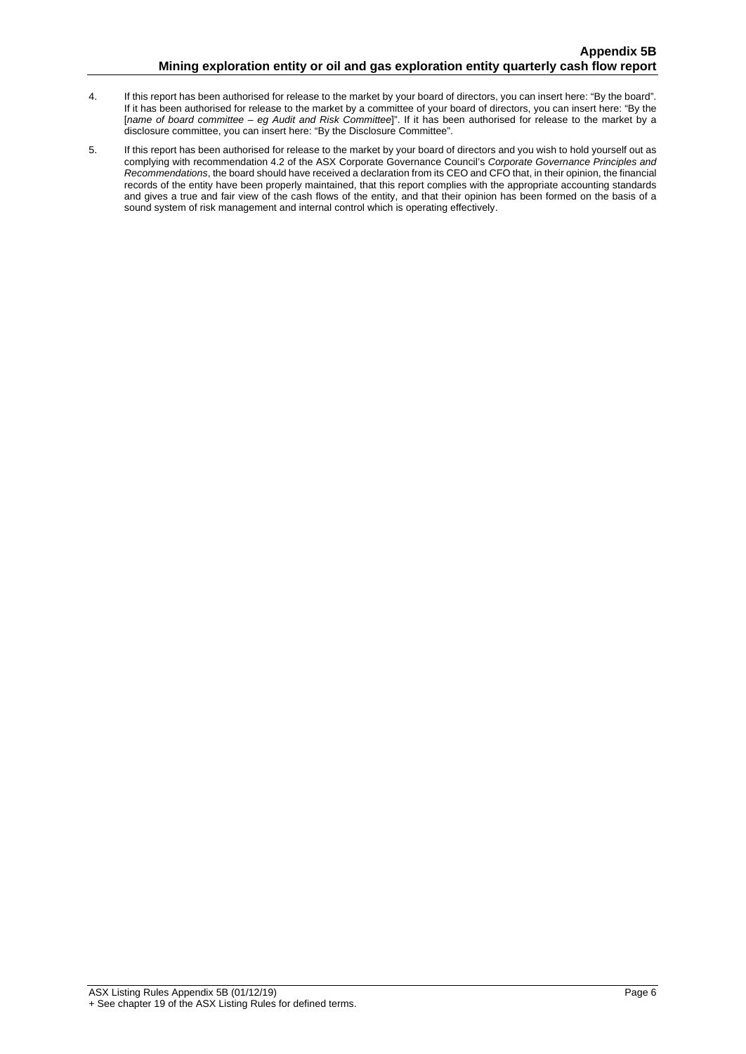4. If this report has been authorised for release to the market by your board of directors, you can insert here: “By the board”. If it has been authorised for release to the market by a committee of your board of directors, you can insert here: “By the [*name of board committee – eg Audit and Risk Committee*]”. If it has been authorised for release to the market by a disclosure committee, you can insert here: “By the Disclosure Committee”.

5. If this report has been authorised for release to the market by your board of directors and you wish to hold yourself out as complying with recommendation 4.2 of the ASX Corporate Governance Council’s *Corporate Governance Principles and Recommendations*, the board should have received a declaration from its CEO and CFO that, in their opinion, the financial records of the entity have been properly maintained, that this report complies with the appropriate accounting standards and gives a true and fair view of the cash flows of the entity, and that their opinion has been formed on the basis of a sound system of risk management and internal control which is operating effectively.